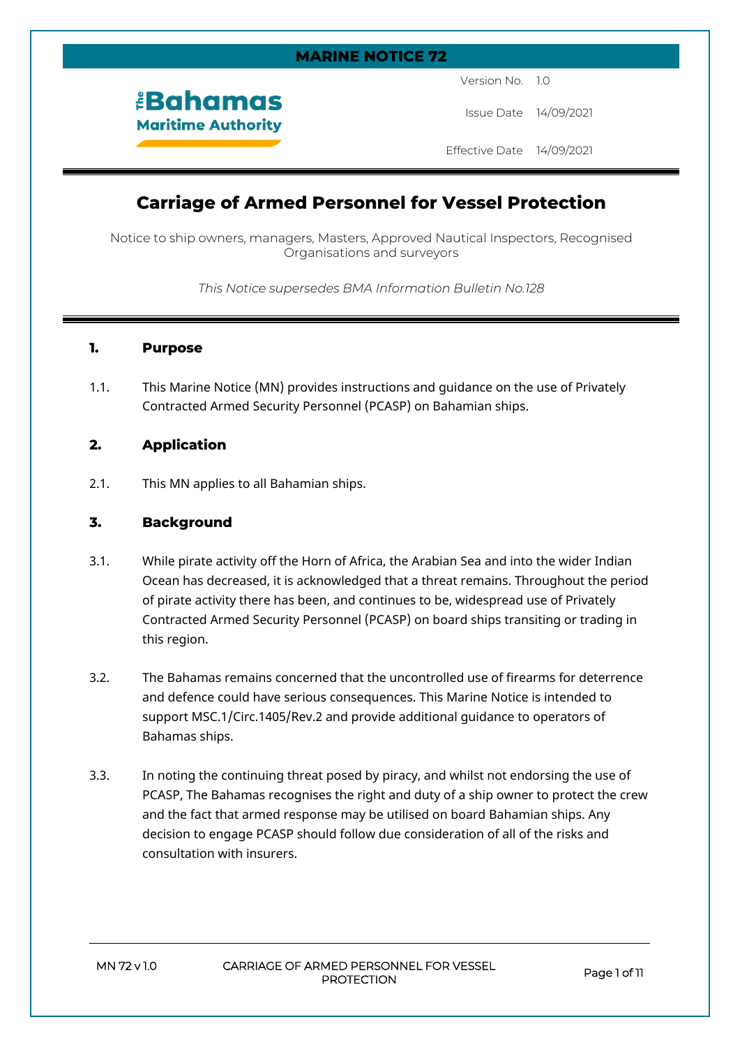# MARINE NOTICE 72

The Bahamas Maritime Authority

| | |
|---|---|
| Version No. | 1.0 |
| Issue Date | 14/09/2021 |
| Effective Date | 14/09/2021 |

## Carriage of Armed Personnel for Vessel Protection

Notice to ship owners, managers, Masters, Approved Nautical Inspectors, Recognised Organisations and surveyors

*This Notice supersedes BMA Information Bulletin No.128*

### 1. Purpose

1.1. This Marine Notice (MN) provides instructions and guidance on the use of Privately Contracted Armed Security Personnel (PCASP) on Bahamian ships.

### 2. Application

2.1. This MN applies to all Bahamian ships.

### 3. Background

3.1. While pirate activity off the Horn of Africa, the Arabian Sea and into the wider Indian Ocean has decreased, it is acknowledged that a threat remains. Throughout the period of pirate activity there has been, and continues to be, widespread use of Privately Contracted Armed Security Personnel (PCASP) on board ships transiting or trading in this region.

3.2. The Bahamas remains concerned that the uncontrolled use of firearms for deterrence and defence could have serious consequences. This Marine Notice is intended to support MSC.1/Circ.1405/Rev.2 and provide additional guidance to operators of Bahamas ships.

3.3. In noting the continuing threat posed by piracy, and whilst not endorsing the use of PCASP, The Bahamas recognises the right and duty of a ship owner to protect the crew and the fact that armed response may be utilised on board Bahamian ships. Any decision to engage PCASP should follow due consideration of all of the risks and consultation with insurers.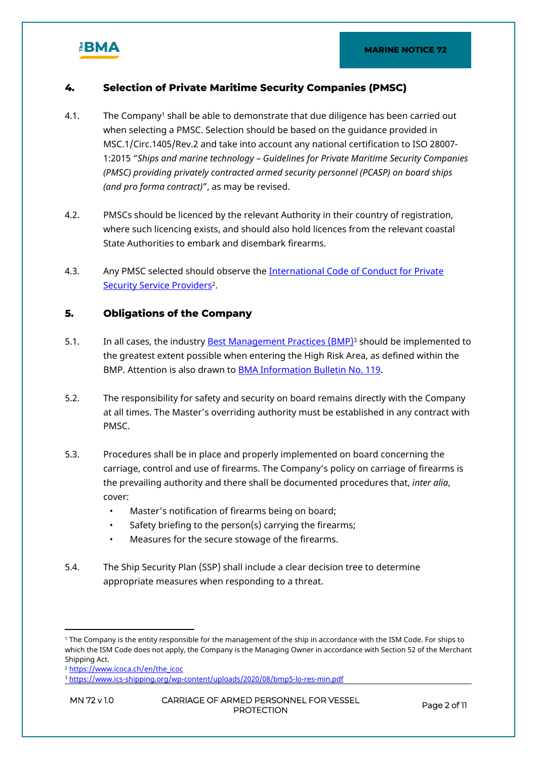## 4. Selection of Private Maritime Security Companies (PMSC)

4.1. The Company[1] shall be able to demonstrate that due diligence has been carried out when selecting a PMSC. Selection should be based on the guidance provided in MSC.1/Circ.1405/Rev.2 and take into account any national certification to ISO 28007-1:2015 "*Ships and marine technology – Guidelines for Private Maritime Security Companies (PMSC) providing privately contracted armed security personnel (PCASP) on board ships (and pro forma contract)*", as may be revised.

4.2. PMSCs should be licenced by the relevant Authority in their country of registration, where such licencing exists, and should also hold licences from the relevant coastal State Authorities to embark and disembark firearms.

4.3. Any PMSC selected should observe the International Code of Conduct for Private Security Service Providers[2].

## 5. Obligations of the Company

5.1. In all cases, the industry Best Management Practices (BMP)[3] should be implemented to the greatest extent possible when entering the High Risk Area, as defined within the BMP. Attention is also drawn to BMA Information Bulletin No. 119.

5.2. The responsibility for safety and security on board remains directly with the Company at all times. The Master's overriding authority must be established in any contract with PMSC.

5.3. Procedures shall be in place and properly implemented on board concerning the carriage, control and use of firearms. The Company's policy on carriage of firearms is the prevailing authority and there shall be documented procedures that, *inter alia*, cover:

- Master's notification of firearms being on board;
- Safety briefing to the person(s) carrying the firearms;
- Measures for the secure stowage of the firearms.

5.4. The Ship Security Plan (SSP) shall include a clear decision tree to determine appropriate measures when responding to a threat.

---

[1] The Company is the entity responsible for the management of the ship in accordance with the ISM Code. For ships to which the ISM Code does not apply, the Company is the Managing Owner in accordance with Section 52 of the Merchant Shipping Act.

[2] https://www.icoca.ch/en/the_icoc

[3] https://www.ics-shipping.org/wp-content/uploads/2020/08/bmp5-lo-res-min.pdf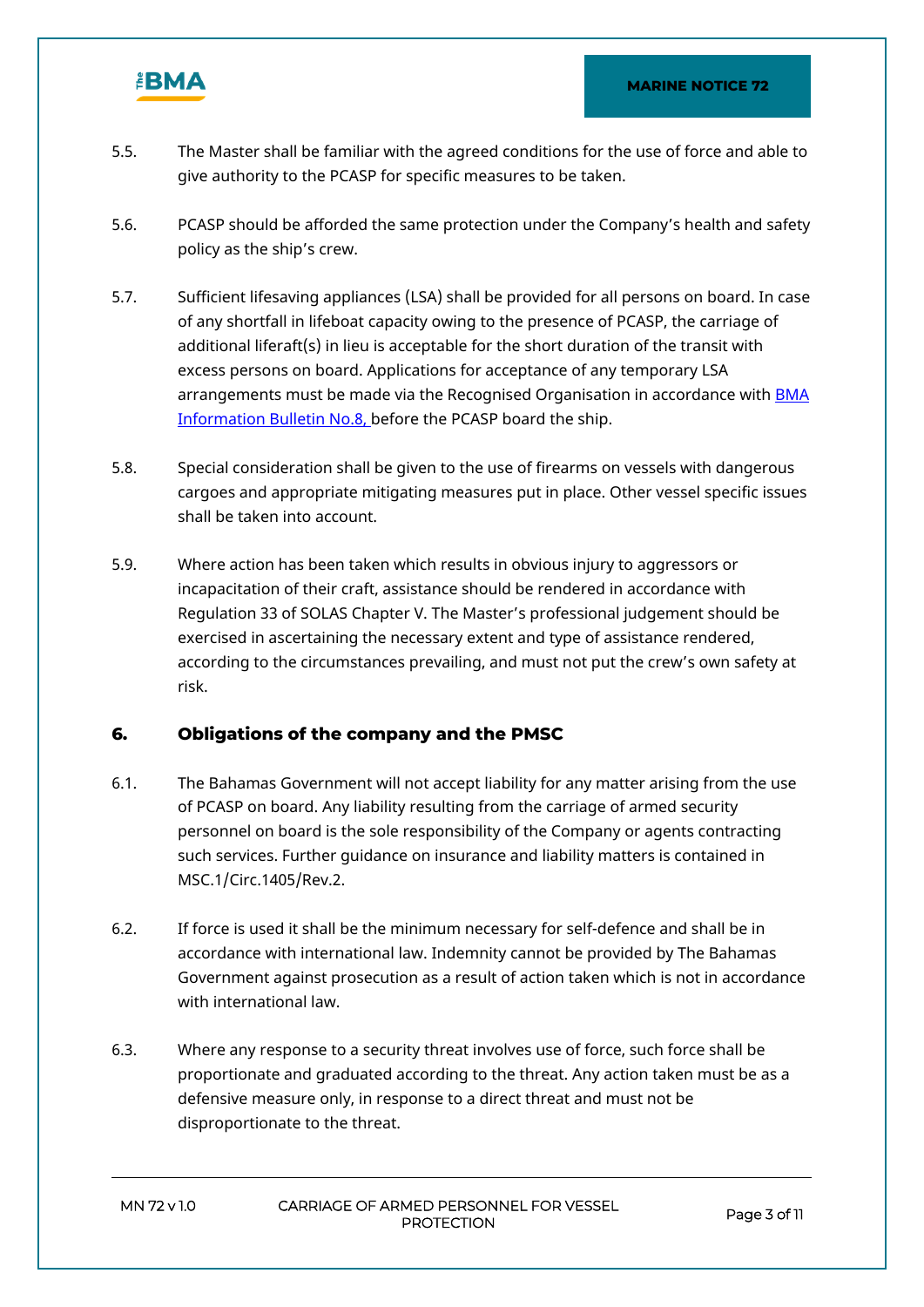5.5. The Master shall be familiar with the agreed conditions for the use of force and able to give authority to the PCASP for specific measures to be taken.

5.6. PCASP should be afforded the same protection under the Company's health and safety policy as the ship's crew.

5.7. Sufficient lifesaving appliances (LSA) shall be provided for all persons on board. In case of any shortfall in lifeboat capacity owing to the presence of PCASP, the carriage of additional liferaft(s) in lieu is acceptable for the short duration of the transit with excess persons on board. Applications for acceptance of any temporary LSA arrangements must be made via the Recognised Organisation in accordance with BMA Information Bulletin No.8, before the PCASP board the ship.

5.8. Special consideration shall be given to the use of firearms on vessels with dangerous cargoes and appropriate mitigating measures put in place. Other vessel specific issues shall be taken into account.

5.9. Where action has been taken which results in obvious injury to aggressors or incapacitation of their craft, assistance should be rendered in accordance with Regulation 33 of SOLAS Chapter V. The Master's professional judgement should be exercised in ascertaining the necessary extent and type of assistance rendered, according to the circumstances prevailing, and must not put the crew's own safety at risk.

## 6. Obligations of the company and the PMSC

6.1. The Bahamas Government will not accept liability for any matter arising from the use of PCASP on board. Any liability resulting from the carriage of armed security personnel on board is the sole responsibility of the Company or agents contracting such services. Further guidance on insurance and liability matters is contained in MSC.1/Circ.1405/Rev.2.

6.2. If force is used it shall be the minimum necessary for self-defence and shall be in accordance with international law. Indemnity cannot be provided by The Bahamas Government against prosecution as a result of action taken which is not in accordance with international law.

6.3. Where any response to a security threat involves use of force, such force shall be proportionate and graduated according to the threat. Any action taken must be as a defensive measure only, in response to a direct threat and must not be disproportionate to the threat.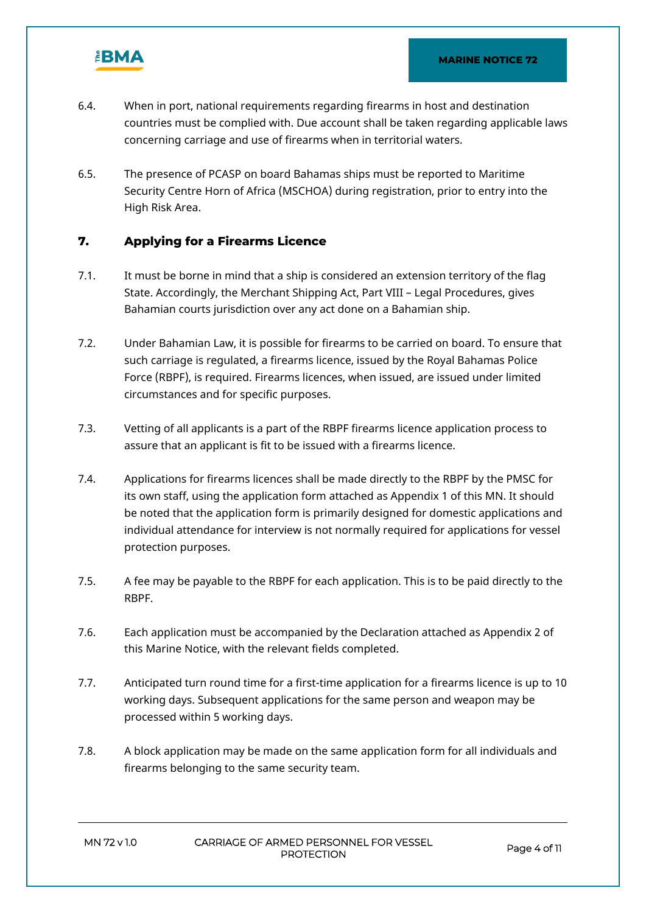6.4. When in port, national requirements regarding firearms in host and destination countries must be complied with. Due account shall be taken regarding applicable laws concerning carriage and use of firearms when in territorial waters.

6.5. The presence of PCASP on board Bahamas ships must be reported to Maritime Security Centre Horn of Africa (MSCHOA) during registration, prior to entry into the High Risk Area.

## 7. Applying for a Firearms Licence

7.1. It must be borne in mind that a ship is considered an extension territory of the flag State. Accordingly, the Merchant Shipping Act, Part VIII – Legal Procedures, gives Bahamian courts jurisdiction over any act done on a Bahamian ship.

7.2. Under Bahamian Law, it is possible for firearms to be carried on board. To ensure that such carriage is regulated, a firearms licence, issued by the Royal Bahamas Police Force (RBPF), is required. Firearms licences, when issued, are issued under limited circumstances and for specific purposes.

7.3. Vetting of all applicants is a part of the RBPF firearms licence application process to assure that an applicant is fit to be issued with a firearms licence.

7.4. Applications for firearms licences shall be made directly to the RBPF by the PMSC for its own staff, using the application form attached as Appendix 1 of this MN. It should be noted that the application form is primarily designed for domestic applications and individual attendance for interview is not normally required for applications for vessel protection purposes.

7.5. A fee may be payable to the RBPF for each application. This is to be paid directly to the RBPF.

7.6. Each application must be accompanied by the Declaration attached as Appendix 2 of this Marine Notice, with the relevant fields completed.

7.7. Anticipated turn round time for a first-time application for a firearms licence is up to 10 working days. Subsequent applications for the same person and weapon may be processed within 5 working days.

7.8. A block application may be made on the same application form for all individuals and firearms belonging to the same security team.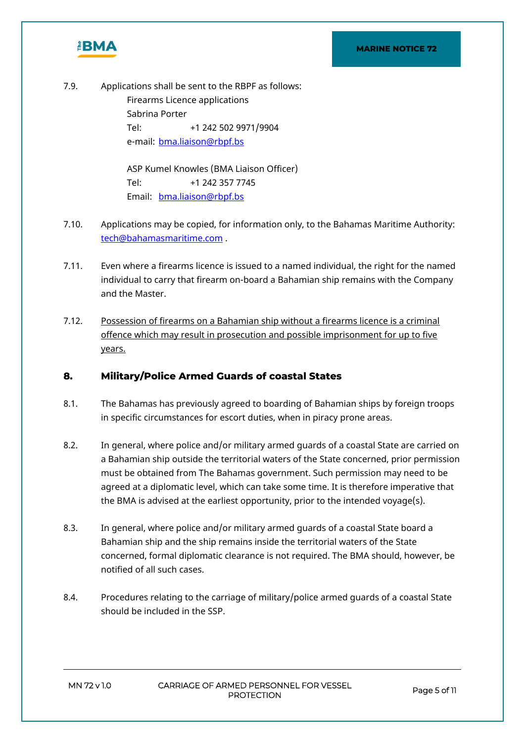7.9. Applications shall be sent to the RBPF as follows:

Firearms Licence applications
Sabrina Porter
Tel: +1 242 502 9971/9904
e-mail: bma.liaison@rbpf.bs

ASP Kumel Knowles (BMA Liaison Officer)
Tel: +1 242 357 7745
Email: bma.liaison@rbpf.bs

7.10. Applications may be copied, for information only, to the Bahamas Maritime Authority: tech@bahamasmaritime.com .

7.11. Even where a firearms licence is issued to a named individual, the right for the named individual to carry that firearm on-board a Bahamian ship remains with the Company and the Master.

7.12. <u>Possession of firearms on a Bahamian ship without a firearms licence is a criminal offence which may result in prosecution and possible imprisonment for up to five years.</u>

## 8. Military/Police Armed Guards of coastal States

8.1. The Bahamas has previously agreed to boarding of Bahamian ships by foreign troops in specific circumstances for escort duties, when in piracy prone areas.

8.2. In general, where police and/or military armed guards of a coastal State are carried on a Bahamian ship outside the territorial waters of the State concerned, prior permission must be obtained from The Bahamas government. Such permission may need to be agreed at a diplomatic level, which can take some time. It is therefore imperative that the BMA is advised at the earliest opportunity, prior to the intended voyage(s).

8.3. In general, where police and/or military armed guards of a coastal State board a Bahamian ship and the ship remains inside the territorial waters of the State concerned, formal diplomatic clearance is not required. The BMA should, however, be notified of all such cases.

8.4. Procedures relating to the carriage of military/police armed guards of a coastal State should be included in the SSP.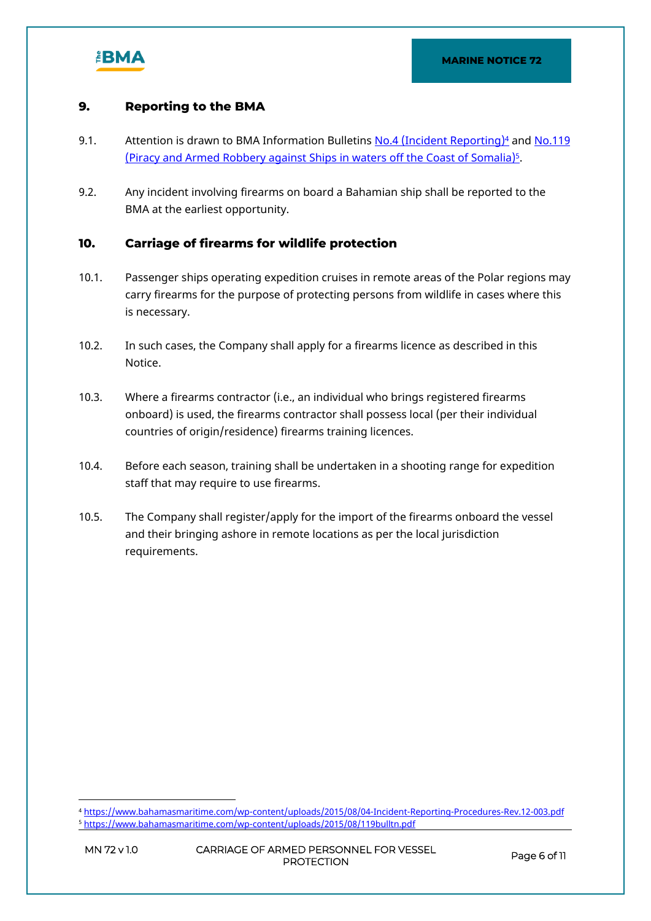## 9. Reporting to the BMA

9.1. Attention is drawn to BMA Information Bulletins [No.4 (Incident Reporting)](https://www.bahamasmaritime.com/wp-content/uploads/2015/08/04-Incident-Reporting-Procedures-Rev.12-003.pdf)[4] and [No.119 (Piracy and Armed Robbery against Ships in waters off the Coast of Somalia)](https://www.bahamasmaritime.com/wp-content/uploads/2015/08/119bulltn.pdf)[5].

9.2. Any incident involving firearms on board a Bahamian ship shall be reported to the BMA at the earliest opportunity.

## 10. Carriage of firearms for wildlife protection

10.1. Passenger ships operating expedition cruises in remote areas of the Polar regions may carry firearms for the purpose of protecting persons from wildlife in cases where this is necessary.

10.2. In such cases, the Company shall apply for a firearms licence as described in this Notice.

10.3. Where a firearms contractor (i.e., an individual who brings registered firearms onboard) is used, the firearms contractor shall possess local (per their individual countries of origin/residence) firearms training licences.

10.4. Before each season, training shall be undertaken in a shooting range for expedition staff that may require to use firearms.

10.5. The Company shall register/apply for the import of the firearms onboard the vessel and their bringing ashore in remote locations as per the local jurisdiction requirements.

---

[4] https://www.bahamasmaritime.com/wp-content/uploads/2015/08/04-Incident-Reporting-Procedures-Rev.12-003.pdf

[5] https://www.bahamasmaritime.com/wp-content/uploads/2015/08/119bulltn.pdf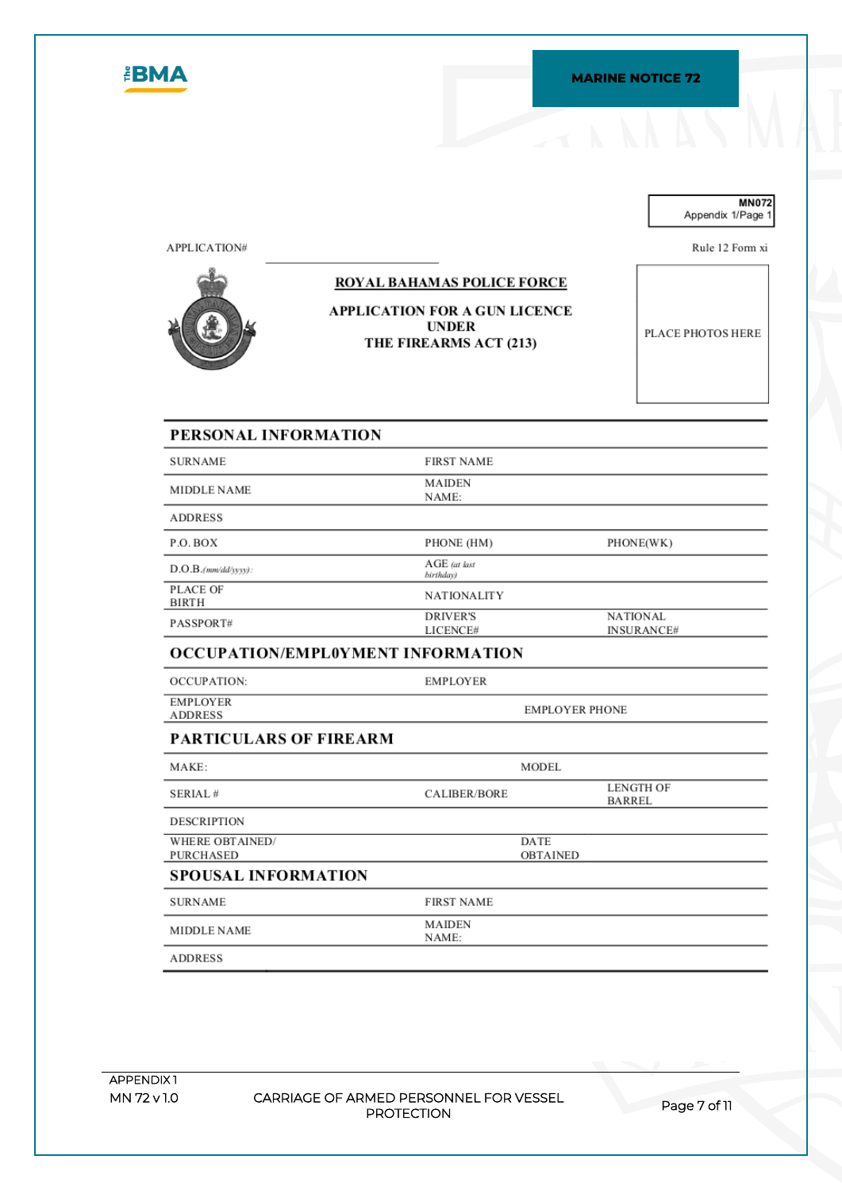MN072
Appendix 1/Page 1

APPLICATION# ____________________

Rule 12 Form xi

**ROYAL BAHAMAS POLICE FORCE**

**APPLICATION FOR A GUN LICENCE UNDER THE FIREARMS ACT (213)**

PLACE PHOTOS HERE

## PERSONAL INFORMATION

| | | |
|---|---|---|
| SURNAME | FIRST NAME | |
| MIDDLE NAME | MAIDEN NAME: | |
| ADDRESS | | |
| P.O. BOX | PHONE (HM) | PHONE(WK) |
| D.O.B.*(mm/dd/yyyy):* | AGE *(at last birthday)* | |
| PLACE OF BIRTH | NATIONALITY | |
| PASSPORT# | DRIVER'S LICENCE# | NATIONAL INSURANCE# |

## OCCUPATION/EMPL0YMENT INFORMATION

| | |
|---|---|
| OCCUPATION: | EMPLOYER |
| EMPLOYER ADDRESS | EMPLOYER PHONE |

## PARTICULARS OF FIREARM

| | | |
|---|---|---|
| MAKE: | MODEL | |
| SERIAL # | CALIBER/BORE | LENGTH OF BARREL |
| DESCRIPTION | | |
| WHERE OBTAINED/ PURCHASED | DATE OBTAINED | |

## SPOUSAL INFORMATION

| | |
|---|---|
| SURNAME | FIRST NAME |
| MIDDLE NAME | MAIDEN NAME: |
| ADDRESS | |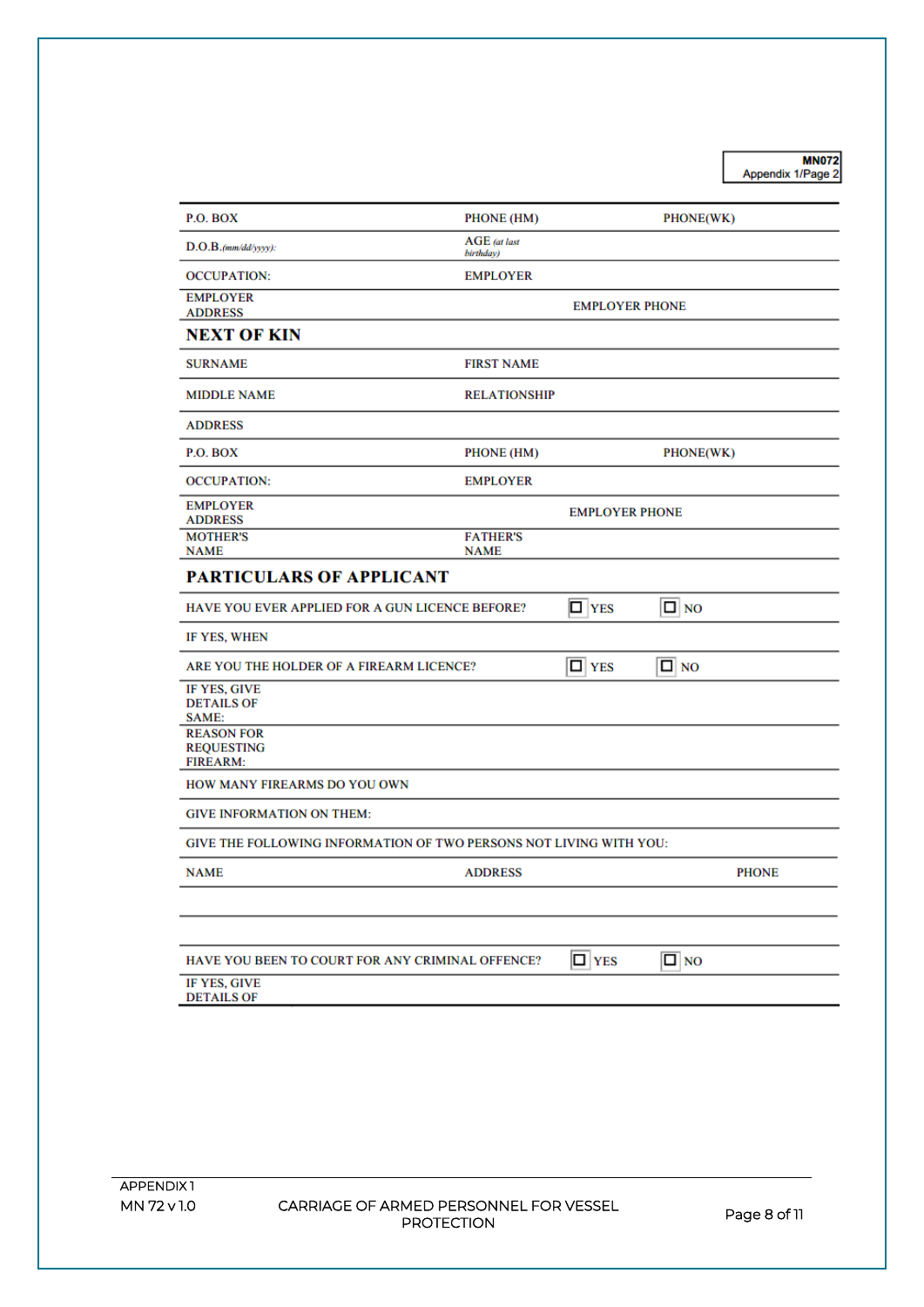MN072
Appendix 1/Page 2

| | | |
|---|---|---|
| P.O. BOX | PHONE (HM) | PHONE(WK) |
| D.O.B.*(mm/dd/yyyy):* | AGE *(at last birthday)* | |
| OCCUPATION: | EMPLOYER | |
| EMPLOYER ADDRESS | EMPLOYER PHONE | |

## NEXT OF KIN

| | | |
|---|---|---|
| SURNAME | FIRST NAME | |
| MIDDLE NAME | RELATIONSHIP | |
| ADDRESS | | |
| P.O. BOX | PHONE (HM) | PHONE(WK) |
| OCCUPATION: | EMPLOYER | |
| EMPLOYER ADDRESS | EMPLOYER PHONE | |
| MOTHER'S NAME | FATHER'S NAME | |

## PARTICULARS OF APPLICANT

| | | |
|---|---|---|
| HAVE YOU EVER APPLIED FOR A GUN LICENCE BEFORE? | ☐ YES | ☐ NO |
| IF YES, WHEN | | |
| ARE YOU THE HOLDER OF A FIREARM LICENCE? | ☐ YES | ☐ NO |
| IF YES, GIVE DETAILS OF SAME: | | |
| REASON FOR REQUESTING FIREARM: | | |
| HOW MANY FIREARMS DO YOU OWN | | |
| GIVE INFORMATION ON THEM: | | |
| GIVE THE FOLLOWING INFORMATION OF TWO PERSONS NOT LIVING WITH YOU: | | |
| NAME | ADDRESS | PHONE |
| | | |
| | | |
| HAVE YOU BEEN TO COURT FOR ANY CRIMINAL OFFENCE? | ☐ YES | ☐ NO |
| IF YES, GIVE DETAILS OF | | |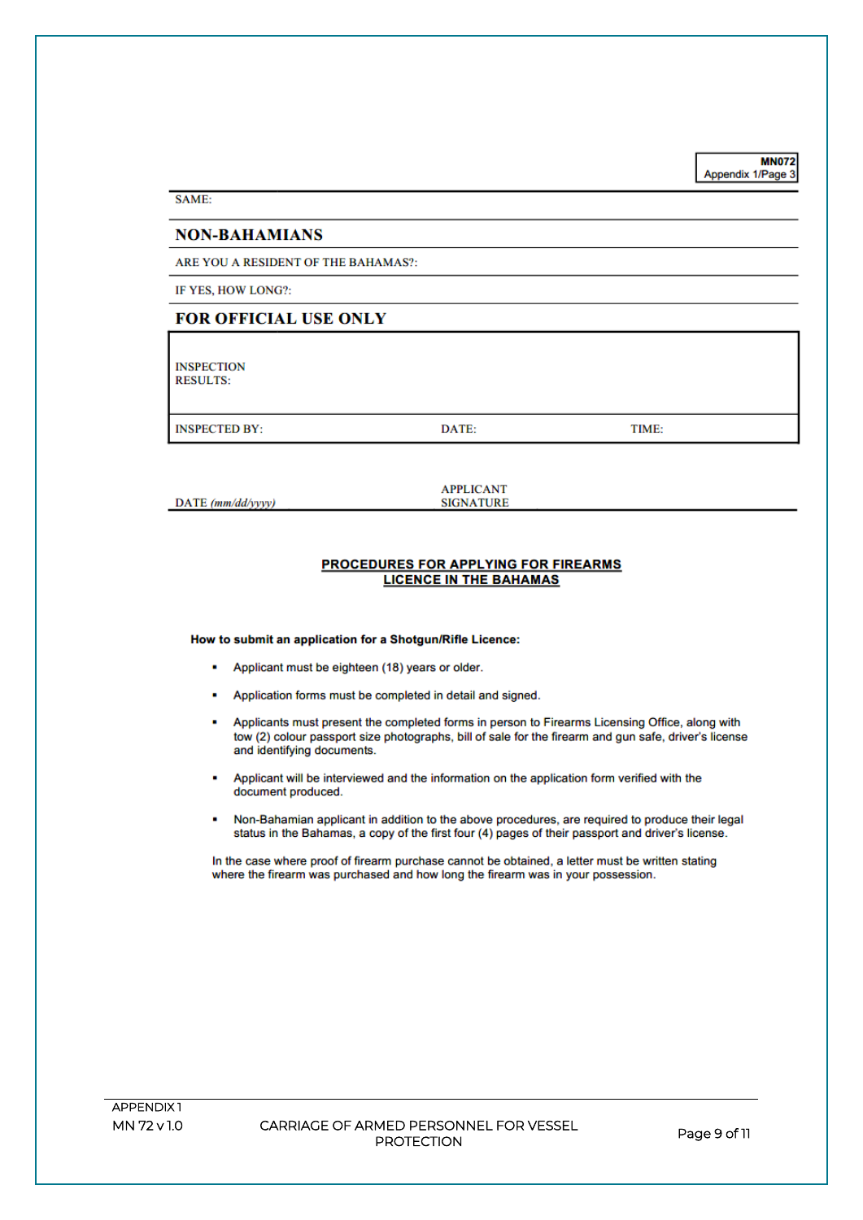MN072
Appendix 1/Page 3

SAME:

## NON-BAHAMIANS

ARE YOU A RESIDENT OF THE BAHAMAS?:

IF YES, HOW LONG?:

## FOR OFFICIAL USE ONLY

| INSPECTION RESULTS: | | |
|---|---|---|
| INSPECTED BY: | DATE: | TIME: |

DATE *(mm/dd/yyyy)* APPLICANT SIGNATURE

## PROCEDURES FOR APPLYING FOR FIREARMS LICENCE IN THE BAHAMAS

**How to submit an application for a Shotgun/Rifle Licence:**

- Applicant must be eighteen (18) years or older.
- Application forms must be completed in detail and signed.
- Applicants must present the completed forms in person to Firearms Licensing Office, along with tow (2) colour passport size photographs, bill of sale for the firearm and gun safe, driver's license and identifying documents.
- Applicant will be interviewed and the information on the application form verified with the document produced.
- Non-Bahamian applicant in addition to the above procedures, are required to produce their legal status in the Bahamas, a copy of the first four (4) pages of their passport and driver's license.

In the case where proof of firearm purchase cannot be obtained, a letter must be written stating where the firearm was purchased and how long the firearm was in your possession.

APPENDIX 1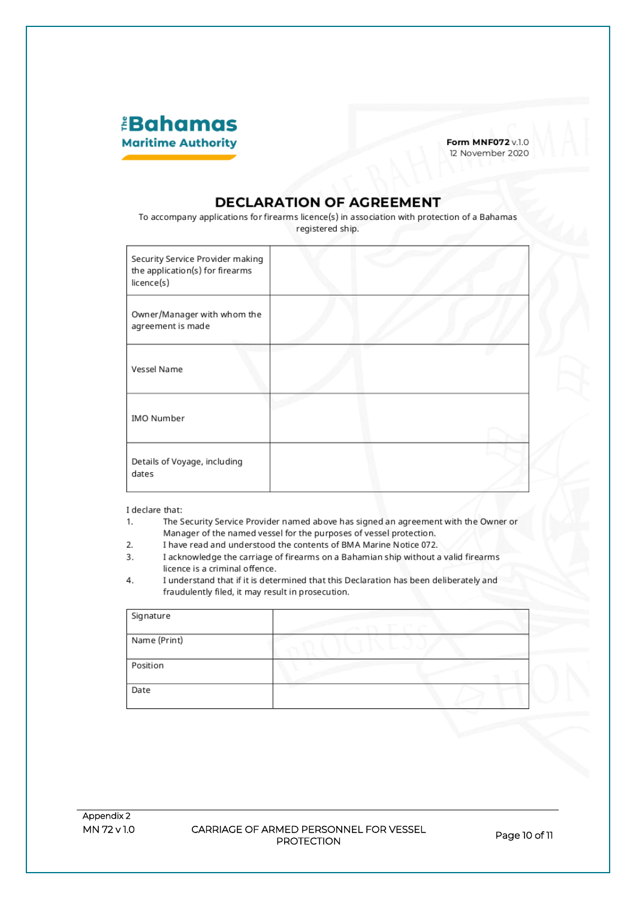The Bahamas Maritime Authority

**Form MNF072** v.1.0
12 November 2020

# DECLARATION OF AGREEMENT

To accompany applications for firearms licence(s) in association with protection of a Bahamas registered ship.

| | |
|---|---|
| Security Service Provider making the application(s) for firearms licence(s) | |
| Owner/Manager with whom the agreement is made | |
| Vessel Name | |
| IMO Number | |
| Details of Voyage, including dates | |

I declare that:

1. The Security Service Provider named above has signed an agreement with the Owner or Manager of the named vessel for the purposes of vessel protection.
2. I have read and understood the contents of BMA Marine Notice 072.
3. I acknowledge the carriage of firearms on a Bahamian ship without a valid firearms licence is a criminal offence.
4. I understand that if it is determined that this Declaration has been deliberately and fraudulently filed, it may result in prosecution.

| | |
|---|---|
| Signature | |
| Name (Print) | |
| Position | |
| Date | |

Appendix 2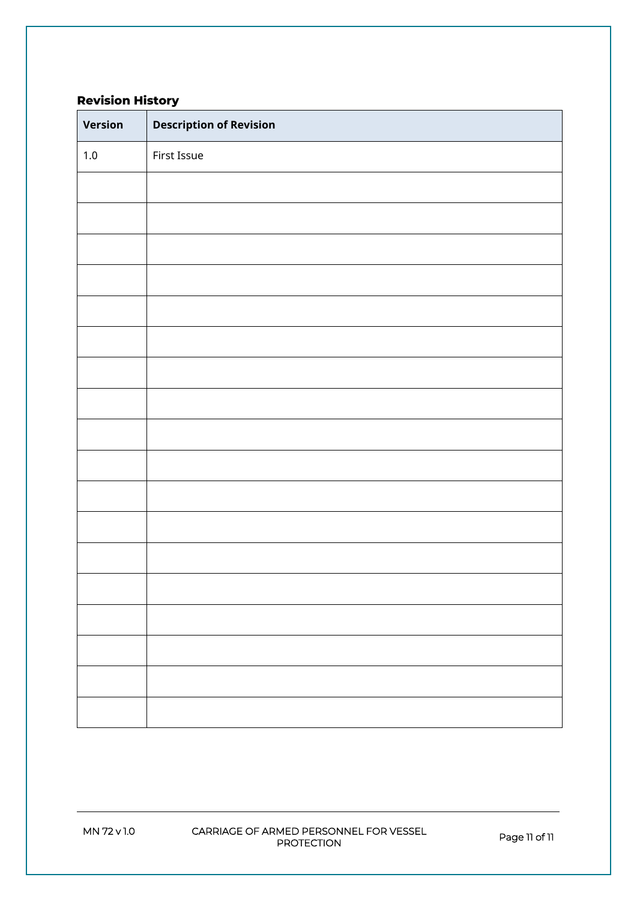**Revision History**

| Version | Description of Revision |
| --- | --- |
| 1.0 | First Issue |
| | |
| | |
| | |
| | |
| | |
| | |
| | |
| | |
| | |
| | |
| | |
| | |
| | |
| | |
| | |
| | |
| | |
| | |